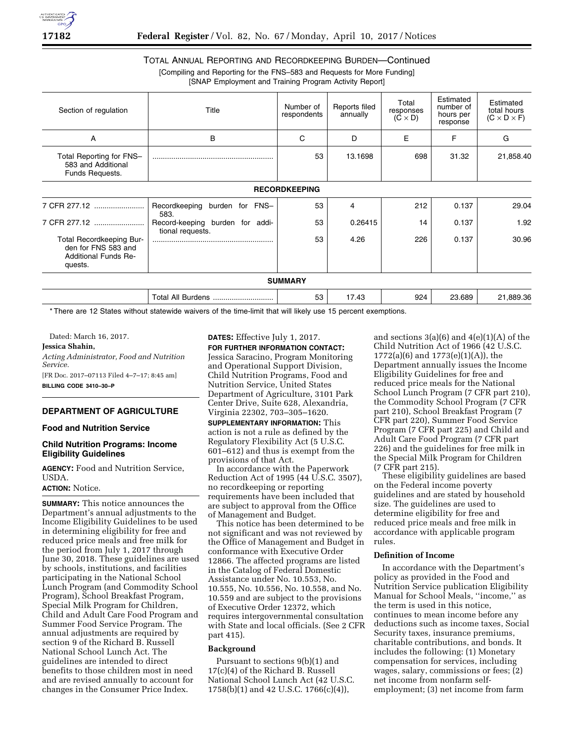TOTAL ANNUAL REPORTING AND RECORDKEEPING BURDEN—Continued

[Compiling and Reporting for the FNS–583 and Requests for More Funding]

[SNAP Employment and Training Program Activity Report]

| Section of regulation | Title | Number of respondents | Reports filed annually | Total responses (C × D) | Estimated number of hours per response | Estimated total hours (C × D × F) |
|---|---|---|---|---|---|---|
| A | B | C | D | E | F | G |
| Total Reporting for FNS–583 and Additional Funds Requests. | | 53 | 13.1698 | 698 | 31.32 | 21,858.40 |
| **RECORDKEEPING** | | | | | | |
| 7 CFR 277.12 | Recordkeeping burden for FNS–583. | 53 | 4 | 212 | 0.137 | 29.04 |
| 7 CFR 277.12 | Record-keeping burden for additional requests. | 53 | 0.26415 | 14 | 0.137 | 1.92 |
| Total Recordkeeping Burden for FNS 583 and Additional Funds Requests. | | 53 | 4.26 | 226 | 0.137 | 30.96 |
| **SUMMARY** | | | | | | |
| | Total All Burdens | 53 | 17.43 | 924 | 23.689 | 21,889.36 |

* There are 12 States without statewide waivers of the time-limit that will likely use 15 percent exemptions.

Dated: March 16, 2017.

**Jessica Shahin,**

*Acting Administrator, Food and Nutrition Service.*

[FR Doc. 2017–07113 Filed 4–7–17; 8:45 am]

**BILLING CODE 3410–30–P**

## DEPARTMENT OF AGRICULTURE

### Food and Nutrition Service

### Child Nutrition Programs: Income Eligibility Guidelines

**AGENCY:** Food and Nutrition Service, USDA.

**ACTION:** Notice.

**SUMMARY:** This notice announces the Department's annual adjustments to the Income Eligibility Guidelines to be used in determining eligibility for free and reduced price meals and free milk for the period from July 1, 2017 through June 30, 2018. These guidelines are used by schools, institutions, and facilities participating in the National School Lunch Program (and Commodity School Program), School Breakfast Program, Special Milk Program for Children, Child and Adult Care Food Program and Summer Food Service Program. The annual adjustments are required by section 9 of the Richard B. Russell National School Lunch Act. The guidelines are intended to direct benefits to those children most in need and are revised annually to account for changes in the Consumer Price Index.

**DATES:** Effective July 1, 2017.

**FOR FURTHER INFORMATION CONTACT:** Jessica Saracino, Program Monitoring and Operational Support Division, Child Nutrition Programs, Food and Nutrition Service, United States Department of Agriculture, 3101 Park Center Drive, Suite 628, Alexandria, Virginia 22302, 703–305–1620.

**SUPPLEMENTARY INFORMATION:** This action is not a rule as defined by the Regulatory Flexibility Act (5 U.S.C. 601–612) and thus is exempt from the provisions of that Act.

In accordance with the Paperwork Reduction Act of 1995 (44 U.S.C. 3507), no recordkeeping or reporting requirements have been included that are subject to approval from the Office of Management and Budget.

This notice has been determined to be not significant and was not reviewed by the Office of Management and Budget in conformance with Executive Order 12866. The affected programs are listed in the Catalog of Federal Domestic Assistance under No. 10.553, No. 10.555, No. 10.556, No. 10.558, and No. 10.559 and are subject to the provisions of Executive Order 12372, which requires intergovernmental consultation with State and local officials. (See 2 CFR part 415).

**Background**

Pursuant to sections 9(b)(1) and 17(c)(4) of the Richard B. Russell National School Lunch Act (42 U.S.C. 1758(b)(1) and 42 U.S.C. 1766(c)(4)), and sections 3(a)(6) and 4(e)(1)(A) of the Child Nutrition Act of 1966 (42 U.S.C. 1772(a)(6) and 1773(e)(1)(A)), the Department annually issues the Income Eligibility Guidelines for free and reduced price meals for the National School Lunch Program (7 CFR part 210), the Commodity School Program (7 CFR part 210), School Breakfast Program (7 CFR part 220), Summer Food Service Program (7 CFR part 225) and Child and Adult Care Food Program (7 CFR part 226) and the guidelines for free milk in the Special Milk Program for Children (7 CFR part 215).

These eligibility guidelines are based on the Federal income poverty guidelines and are stated by household size. The guidelines are used to determine eligibility for free and reduced price meals and free milk in accordance with applicable program rules.

**Definition of Income**

In accordance with the Department's policy as provided in the Food and Nutrition Service publication Eligibility Manual for School Meals, ''income,'' as the term is used in this notice, continues to mean income before any deductions such as income taxes, Social Security taxes, insurance premiums, charitable contributions, and bonds. It includes the following: (1) Monetary compensation for services, including wages, salary, commissions or fees; (2) net income from nonfarm self-employment; (3) net income from farm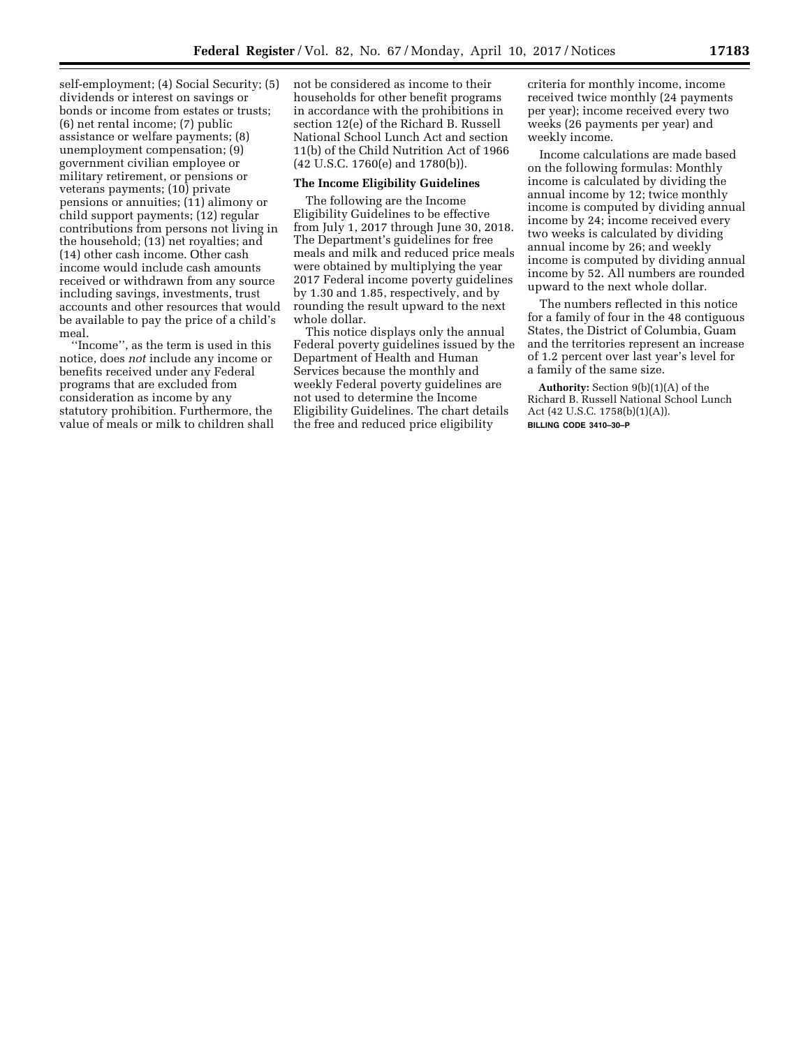self-employment; (4) Social Security; (5) dividends or interest on savings or bonds or income from estates or trusts; (6) net rental income; (7) public assistance or welfare payments; (8) unemployment compensation; (9) government civilian employee or military retirement, or pensions or veterans payments; (10) private pensions or annuities; (11) alimony or child support payments; (12) regular contributions from persons not living in the household; (13) net royalties; and (14) other cash income. Other cash income would include cash amounts received or withdrawn from any source including savings, investments, trust accounts and other resources that would be available to pay the price of a child's meal.

''Income'', as the term is used in this notice, does *not* include any income or benefits received under any Federal programs that are excluded from consideration as income by any statutory prohibition. Furthermore, the value of meals or milk to children shall not be considered as income to their households for other benefit programs in accordance with the prohibitions in section 12(e) of the Richard B. Russell National School Lunch Act and section 11(b) of the Child Nutrition Act of 1966 (42 U.S.C. 1760(e) and 1780(b)).

**The Income Eligibility Guidelines**

The following are the Income Eligibility Guidelines to be effective from July 1, 2017 through June 30, 2018. The Department's guidelines for free meals and milk and reduced price meals were obtained by multiplying the year 2017 Federal income poverty guidelines by 1.30 and 1.85, respectively, and by rounding the result upward to the next whole dollar.

This notice displays only the annual Federal poverty guidelines issued by the Department of Health and Human Services because the monthly and weekly Federal poverty guidelines are not used to determine the Income Eligibility Guidelines. The chart details the free and reduced price eligibility criteria for monthly income, income received twice monthly (24 payments per year); income received every two weeks (26 payments per year) and weekly income.

Income calculations are made based on the following formulas: Monthly income is calculated by dividing the annual income by 12; twice monthly income is computed by dividing annual income by 24; income received every two weeks is calculated by dividing annual income by 26; and weekly income is computed by dividing annual income by 52. All numbers are rounded upward to the next whole dollar.

The numbers reflected in this notice for a family of four in the 48 contiguous States, the District of Columbia, Guam and the territories represent an increase of 1.2 percent over last year's level for a family of the same size.

**Authority:** Section 9(b)(1)(A) of the Richard B. Russell National School Lunch Act (42 U.S.C. 1758(b)(1)(A)).

BILLING CODE 3410–30–P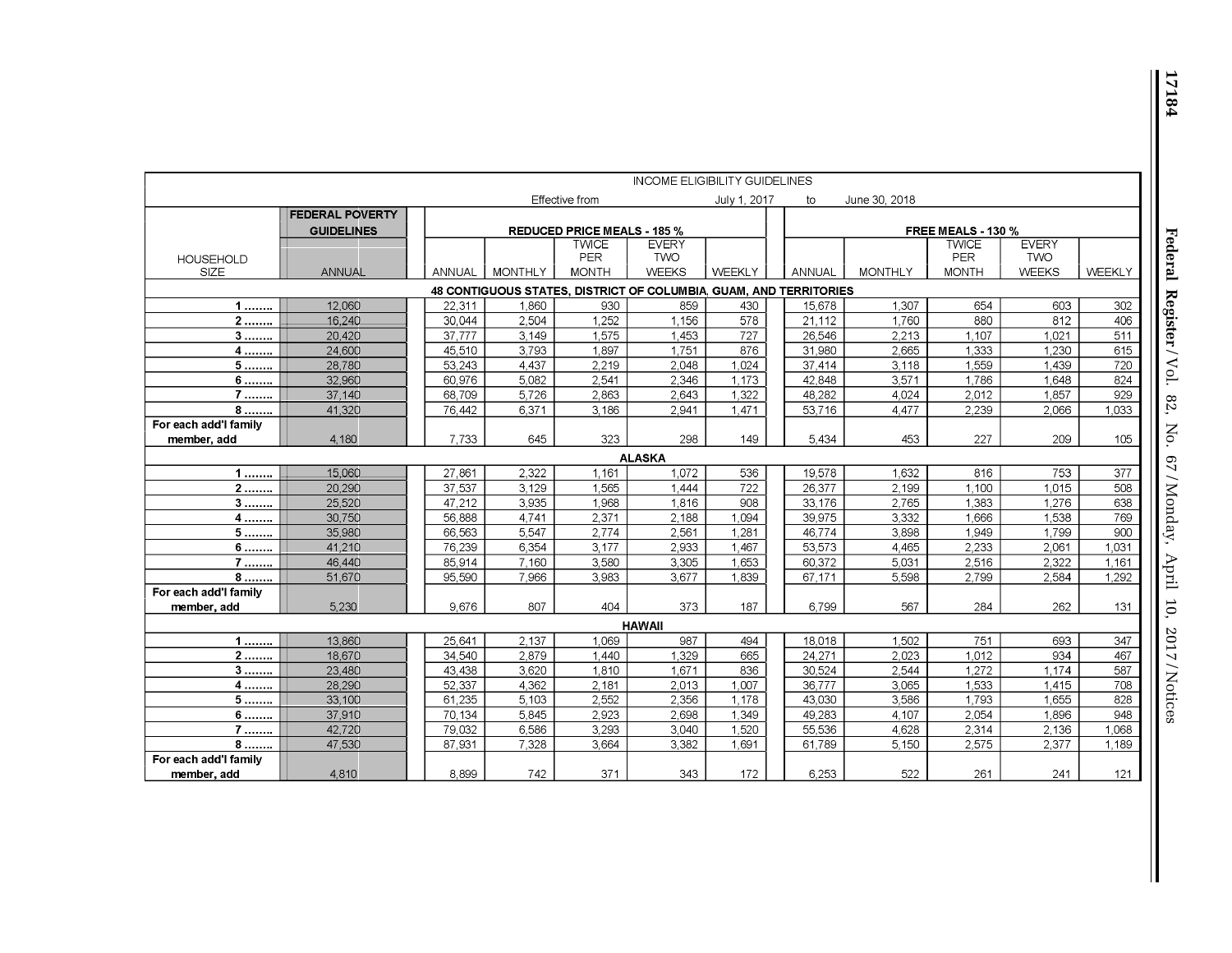| INCOME ELIGIBILITY GUIDELINES | | | | | | | | | | | |
|---|---|---|---|---|---|---|---|---|---|---|---|
| Effective from July 1, 2017 to June 30, 2018 | | | | | | | | | | | |
| | FEDERAL POVERTY GUIDELINES | REDUCED PRICE MEALS - 185 % | | | | | FREE MEALS - 130 % | | | | |
| HOUSEHOLD SIZE | ANNUAL | ANNUAL | MONTHLY | TWICE PER MONTH | EVERY TWO WEEKS | WEEKLY | ANNUAL | MONTHLY | TWICE PER MONTH | EVERY TWO WEEKS | WEEKLY |
| **48 CONTIGUOUS STATES, DISTRICT OF COLUMBIA, GUAM, AND TERRITORIES** | | | | | | | | | | | |
| **1 ........** | 12,060 | 22,311 | 1,860 | 930 | 859 | 430 | 15,678 | 1,307 | 654 | 603 | 302 |
| **2 ........** | 16,240 | 30,044 | 2,504 | 1,252 | 1,156 | 578 | 21,112 | 1,760 | 880 | 812 | 406 |
| **3 ........** | 20,420 | 37,777 | 3,149 | 1,575 | 1,453 | 727 | 26,546 | 2,213 | 1,107 | 1,021 | 511 |
| **4 ........** | 24,600 | 45,510 | 3,793 | 1,897 | 1,751 | 876 | 31,980 | 2,665 | 1,333 | 1,230 | 615 |
| **5 ........** | 28,780 | 53,243 | 4,437 | 2,219 | 2,048 | 1,024 | 37,414 | 3,118 | 1,559 | 1,439 | 720 |
| **6 ........** | 32,960 | 60,976 | 5,082 | 2,541 | 2,346 | 1,173 | 42,848 | 3,571 | 1,786 | 1,648 | 824 |
| **7 ........** | 37,140 | 68,709 | 5,726 | 2,863 | 2,643 | 1,322 | 48,282 | 4,024 | 2,012 | 1,857 | 929 |
| **8 ........** | 41,320 | 76,442 | 6,371 | 3,186 | 2,941 | 1,471 | 53,716 | 4,477 | 2,239 | 2,066 | 1,033 |
| **For each add'l family member, add** | 4,180 | 7,733 | 645 | 323 | 298 | 149 | 5,434 | 453 | 227 | 209 | 105 |
| **ALASKA** | | | | | | | | | | | |
| **1 ........** | 15,060 | 27,861 | 2,322 | 1,161 | 1,072 | 536 | 19,578 | 1,632 | 816 | 753 | 377 |
| **2 ........** | 20,290 | 37,537 | 3,129 | 1,565 | 1,444 | 722 | 26,377 | 2,199 | 1,100 | 1,015 | 508 |
| **3 ........** | 25,520 | 47,212 | 3,935 | 1,968 | 1,816 | 908 | 33,176 | 2,765 | 1,383 | 1,276 | 638 |
| **4 ........** | 30,750 | 56,888 | 4,741 | 2,371 | 2,188 | 1,094 | 39,975 | 3,332 | 1,666 | 1,538 | 769 |
| **5 ........** | 35,980 | 66,563 | 5,547 | 2,774 | 2,561 | 1,281 | 46,774 | 3,898 | 1,949 | 1,799 | 900 |
| **6 ........** | 41,210 | 76,239 | 6,354 | 3,177 | 2,933 | 1,467 | 53,573 | 4,465 | 2,233 | 2,061 | 1,031 |
| **7 ........** | 46,440 | 85,914 | 7,160 | 3,580 | 3,305 | 1,653 | 60,372 | 5,031 | 2,516 | 2,322 | 1,161 |
| **8 ........** | 51,670 | 95,590 | 7,966 | 3,983 | 3,677 | 1,839 | 67,171 | 5,598 | 2,799 | 2,584 | 1,292 |
| **For each add'l family member, add** | 5,230 | 9,676 | 807 | 404 | 373 | 187 | 6,799 | 567 | 284 | 262 | 131 |
| **HAWAII** | | | | | | | | | | | |
| **1 ........** | 13,860 | 25,641 | 2,137 | 1,069 | 987 | 494 | 18,018 | 1,502 | 751 | 693 | 347 |
| **2 ........** | 18,670 | 34,540 | 2,879 | 1,440 | 1,329 | 665 | 24,271 | 2,023 | 1,012 | 934 | 467 |
| **3 ........** | 23,480 | 43,438 | 3,620 | 1,810 | 1,671 | 836 | 30,524 | 2,544 | 1,272 | 1,174 | 587 |
| **4 ........** | 28,290 | 52,337 | 4,362 | 2,181 | 2,013 | 1,007 | 36,777 | 3,065 | 1,533 | 1,415 | 708 |
| **5 ........** | 33,100 | 61,235 | 5,103 | 2,552 | 2,356 | 1,178 | 43,030 | 3,586 | 1,793 | 1,655 | 828 |
| **6 ........** | 37,910 | 70,134 | 5,845 | 2,923 | 2,698 | 1,349 | 49,283 | 4,107 | 2,054 | 1,896 | 948 |
| **7 ........** | 42,720 | 79,032 | 6,586 | 3,293 | 3,040 | 1,520 | 55,536 | 4,628 | 2,314 | 2,136 | 1,068 |
| **8 ........** | 47,530 | 87,931 | 7,328 | 3,664 | 3,382 | 1,691 | 61,789 | 5,150 | 2,575 | 2,377 | 1,189 |
| **For each add'l family member, add** | 4,810 | 8,899 | 742 | 371 | 343 | 172 | 6,253 | 522 | 261 | 241 | 121 |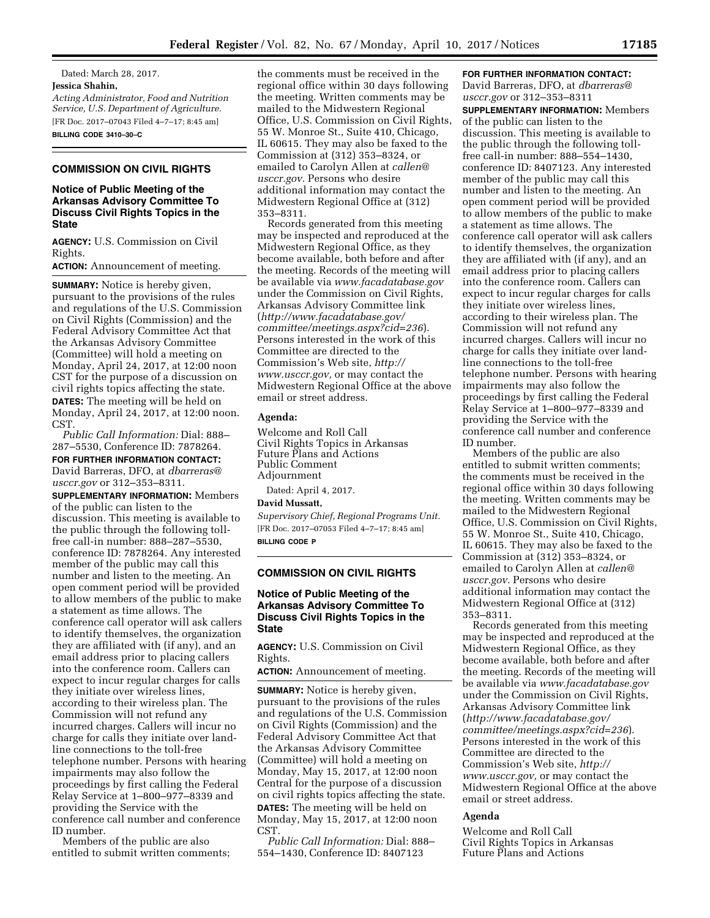Dated: March 28, 2017.

**Jessica Shahin,**

*Acting Administrator, Food and Nutrition Service, U.S. Department of Agriculture.*

[FR Doc. 2017–07043 Filed 4–7–17; 8:45 am]

**BILLING CODE 3410–30–C**

## COMMISSION ON CIVIL RIGHTS

### Notice of Public Meeting of the Arkansas Advisory Committee To Discuss Civil Rights Topics in the State

**AGENCY:** U.S. Commission on Civil Rights.

**ACTION:** Announcement of meeting.

**SUMMARY:** Notice is hereby given, pursuant to the provisions of the rules and regulations of the U.S. Commission on Civil Rights (Commission) and the Federal Advisory Committee Act that the Arkansas Advisory Committee (Committee) will hold a meeting on Monday, April 24, 2017, at 12:00 noon CST for the purpose of a discussion on civil rights topics affecting the state.

**DATES:** The meeting will be held on Monday, April 24, 2017, at 12:00 noon. CST.

*Public Call Information:* Dial: 888–287–5530, Conference ID: 7878264.

**FOR FURTHER INFORMATION CONTACT:** David Barreras, DFO, at *dbarreras@usccr.gov* or 312–353–8311.

**SUPPLEMENTARY INFORMATION:** Members of the public can listen to the discussion. This meeting is available to the public through the following toll-free call-in number: 888–287–5530, conference ID: 7878264. Any interested member of the public may call this number and listen to the meeting. An open comment period will be provided to allow members of the public to make a statement as time allows. The conference call operator will ask callers to identify themselves, the organization they are affiliated with (if any), and an email address prior to placing callers into the conference room. Callers can expect to incur regular charges for calls they initiate over wireless lines, according to their wireless plan. The Commission will not refund any incurred charges. Callers will incur no charge for calls they initiate over land-line connections to the toll-free telephone number. Persons with hearing impairments may also follow the proceedings by first calling the Federal Relay Service at 1–800–977–8339 and providing the Service with the conference call number and conference ID number.

Members of the public are also entitled to submit written comments; the comments must be received in the regional office within 30 days following the meeting. Written comments may be mailed to the Midwestern Regional Office, U.S. Commission on Civil Rights, 55 W. Monroe St., Suite 410, Chicago, IL 60615. They may also be faxed to the Commission at (312) 353–8324, or emailed to Carolyn Allen at *callen@usccr.gov.* Persons who desire additional information may contact the Midwestern Regional Office at (312) 353–8311.

Records generated from this meeting may be inspected and reproduced at the Midwestern Regional Office, as they become available, both before and after the meeting. Records of the meeting will be available via *www.facadatabase.gov* under the Commission on Civil Rights, Arkansas Advisory Committee link (*http://www.facadatabase.gov/committee/meetings.aspx?cid=236*). Persons interested in the work of this Committee are directed to the Commission's Web site, *http://www.usccr.gov,* or may contact the Midwestern Regional Office at the above email or street address.

**Agenda:**

Welcome and Roll Call
Civil Rights Topics in Arkansas
Future Plans and Actions
Public Comment
Adjournment

Dated: April 4, 2017.

**David Mussatt,**

*Supervisory Chief, Regional Programs Unit.*

[FR Doc. 2017–07053 Filed 4–7–17; 8:45 am]

**BILLING CODE P**

## COMMISSION ON CIVIL RIGHTS

### Notice of Public Meeting of the Arkansas Advisory Committee To Discuss Civil Rights Topics in the State

**AGENCY:** U.S. Commission on Civil Rights.

**ACTION:** Announcement of meeting.

**SUMMARY:** Notice is hereby given, pursuant to the provisions of the rules and regulations of the U.S. Commission on Civil Rights (Commission) and the Federal Advisory Committee Act that the Arkansas Advisory Committee (Committee) will hold a meeting on Monday, May 15, 2017, at 12:00 noon Central for the purpose of a discussion on civil rights topics affecting the state.

**DATES:** The meeting will be held on Monday, May 15, 2017, at 12:00 noon CST.

*Public Call Information:* Dial: 888–554–1430, Conference ID: 8407123

**FOR FURTHER INFORMATION CONTACT:** David Barreras, DFO, at *dbarreras@usccr.gov* or 312–353–8311

**SUPPLEMENTARY INFORMATION:** Members of the public can listen to the discussion. This meeting is available to the public through the following toll-free call-in number: 888–554–1430, conference ID: 8407123. Any interested member of the public may call this number and listen to the meeting. An open comment period will be provided to allow members of the public to make a statement as time allows. The conference call operator will ask callers to identify themselves, the organization they are affiliated with (if any), and an email address prior to placing callers into the conference room. Callers can expect to incur regular charges for calls they initiate over wireless lines, according to their wireless plan. The Commission will not refund any incurred charges. Callers will incur no charge for calls they initiate over land-line connections to the toll-free telephone number. Persons with hearing impairments may also follow the proceedings by first calling the Federal Relay Service at 1–800–977–8339 and providing the Service with the conference call number and conference ID number.

Members of the public are also entitled to submit written comments; the comments must be received in the regional office within 30 days following the meeting. Written comments may be mailed to the Midwestern Regional Office, U.S. Commission on Civil Rights, 55 W. Monroe St., Suite 410, Chicago, IL 60615. They may also be faxed to the Commission at (312) 353–8324, or emailed to Carolyn Allen at *callen@usccr.gov.* Persons who desire additional information may contact the Midwestern Regional Office at (312) 353–8311.

Records generated from this meeting may be inspected and reproduced at the Midwestern Regional Office, as they become available, both before and after the meeting. Records of the meeting will be available via *www.facadatabase.gov* under the Commission on Civil Rights, Arkansas Advisory Committee link (*http://www.facadatabase.gov/committee/meetings.aspx?cid=236*). Persons interested in the work of this Committee are directed to the Commission's Web site, *http://www.usccr.gov,* or may contact the Midwestern Regional Office at the above email or street address.

**Agenda**

Welcome and Roll Call
Civil Rights Topics in Arkansas
Future Plans and Actions